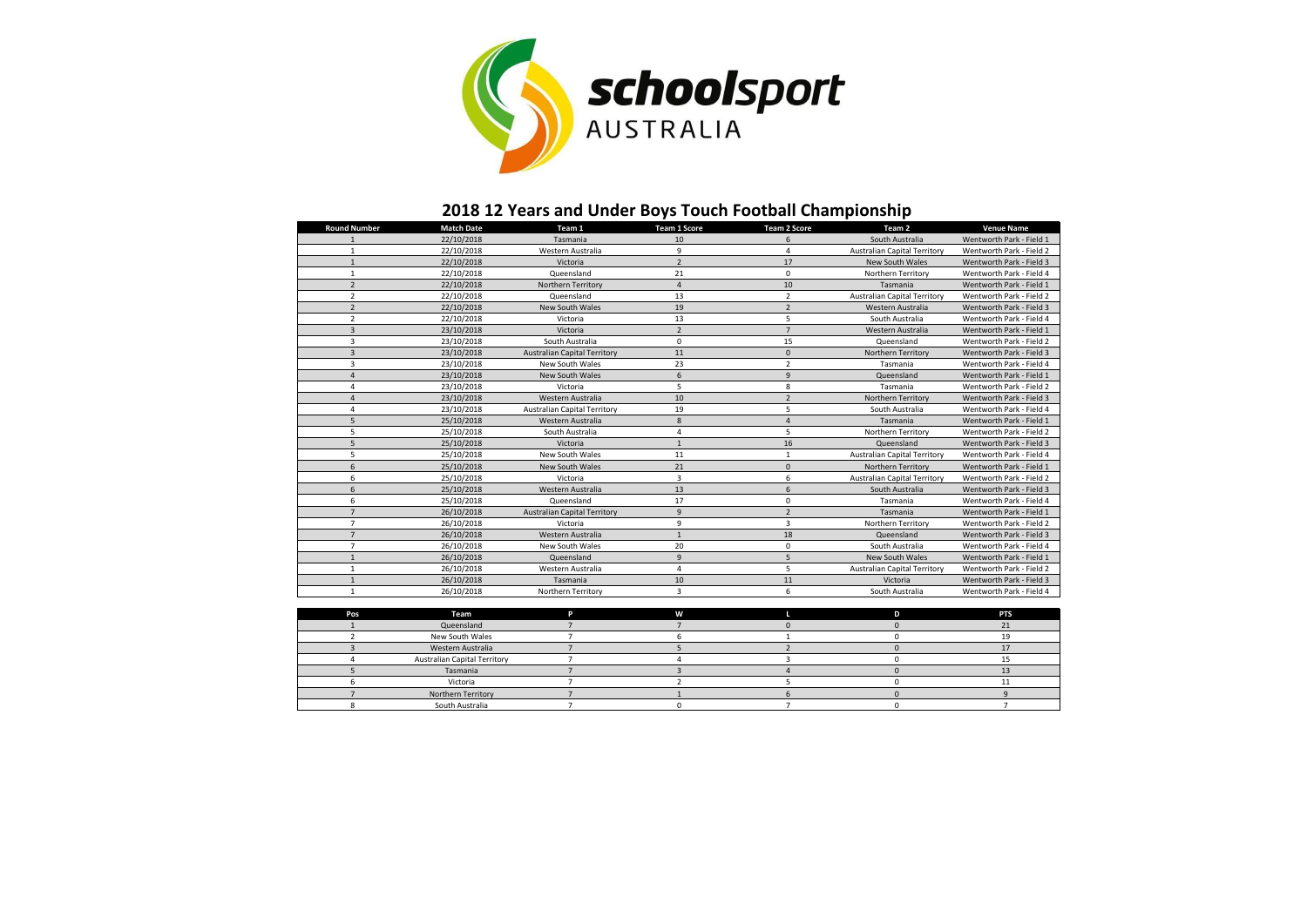# 2018 12 Years and Under Boys Touch Football Championship

| Round Number | Match Date | Team 1 | Team 1 Score | Team 2 Score | Team 2 | Venue Name |
|---|---|---|---|---|---|---|
| 1 | 22/10/2018 | Tasmania | 10 | 6 | South Australia | Wentworth Park - Field 1 |
| 1 | 22/10/2018 | Western Australia | 9 | 4 | Australian Capital Territory | Wentworth Park - Field 2 |
| 1 | 22/10/2018 | Victoria | 2 | 17 | New South Wales | Wentworth Park - Field 3 |
| 1 | 22/10/2018 | Queensland | 21 | 0 | Northern Territory | Wentworth Park - Field 4 |
| 2 | 22/10/2018 | Northern Territory | 4 | 10 | Tasmania | Wentworth Park - Field 1 |
| 2 | 22/10/2018 | Queensland | 13 | 2 | Australian Capital Territory | Wentworth Park - Field 2 |
| 2 | 22/10/2018 | New South Wales | 19 | 2 | Western Australia | Wentworth Park - Field 3 |
| 2 | 22/10/2018 | Victoria | 13 | 5 | South Australia | Wentworth Park - Field 4 |
| 3 | 23/10/2018 | Victoria | 2 | 7 | Western Australia | Wentworth Park - Field 1 |
| 3 | 23/10/2018 | South Australia | 0 | 15 | Queensland | Wentworth Park - Field 2 |
| 3 | 23/10/2018 | Australian Capital Territory | 11 | 0 | Northern Territory | Wentworth Park - Field 3 |
| 3 | 23/10/2018 | New South Wales | 23 | 2 | Tasmania | Wentworth Park - Field 4 |
| 4 | 23/10/2018 | New South Wales | 6 | 9 | Queensland | Wentworth Park - Field 1 |
| 4 | 23/10/2018 | Victoria | 5 | 8 | Tasmania | Wentworth Park - Field 2 |
| 4 | 23/10/2018 | Western Australia | 10 | 2 | Northern Territory | Wentworth Park - Field 3 |
| 4 | 23/10/2018 | Australian Capital Territory | 19 | 5 | South Australia | Wentworth Park - Field 4 |
| 5 | 25/10/2018 | Western Australia | 8 | 4 | Tasmania | Wentworth Park - Field 1 |
| 5 | 25/10/2018 | South Australia | 4 | 5 | Northern Territory | Wentworth Park - Field 2 |
| 5 | 25/10/2018 | Victoria | 1 | 16 | Queensland | Wentworth Park - Field 3 |
| 5 | 25/10/2018 | New South Wales | 11 | 1 | Australian Capital Territory | Wentworth Park - Field 4 |
| 6 | 25/10/2018 | New South Wales | 21 | 0 | Northern Territory | Wentworth Park - Field 1 |
| 6 | 25/10/2018 | Victoria | 3 | 6 | Australian Capital Territory | Wentworth Park - Field 2 |
| 6 | 25/10/2018 | Western Australia | 13 | 6 | South Australia | Wentworth Park - Field 3 |
| 6 | 25/10/2018 | Queensland | 17 | 0 | Tasmania | Wentworth Park - Field 4 |
| 7 | 26/10/2018 | Australian Capital Territory | 9 | 2 | Tasmania | Wentworth Park - Field 1 |
| 7 | 26/10/2018 | Victoria | 9 | 3 | Northern Territory | Wentworth Park - Field 2 |
| 7 | 26/10/2018 | Western Australia | 1 | 18 | Queensland | Wentworth Park - Field 3 |
| 7 | 26/10/2018 | New South Wales | 20 | 0 | South Australia | Wentworth Park - Field 4 |
| 1 | 26/10/2018 | Queensland | 9 | 5 | New South Wales | Wentworth Park - Field 1 |
| 1 | 26/10/2018 | Western Australia | 4 | 5 | Australian Capital Territory | Wentworth Park - Field 2 |
| 1 | 26/10/2018 | Tasmania | 10 | 11 | Victoria | Wentworth Park - Field 3 |
| 1 | 26/10/2018 | Northern Territory | 3 | 6 | South Australia | Wentworth Park - Field 4 |

| Pos | Team | P | W | L | D | PTS |
|---|---|---|---|---|---|---|
| 1 | Queensland | 7 | 7 | 0 | 0 | 21 |
| 2 | New South Wales | 7 | 6 | 1 | 0 | 19 |
| 3 | Western Australia | 7 | 5 | 2 | 0 | 17 |
| 4 | Australian Capital Territory | 7 | 4 | 3 | 0 | 15 |
| 5 | Tasmania | 7 | 3 | 4 | 0 | 13 |
| 6 | Victoria | 7 | 2 | 5 | 0 | 11 |
| 7 | Northern Territory | 7 | 1 | 6 | 0 | 9 |
| 8 | South Australia | 7 | 0 | 7 | 0 | 7 |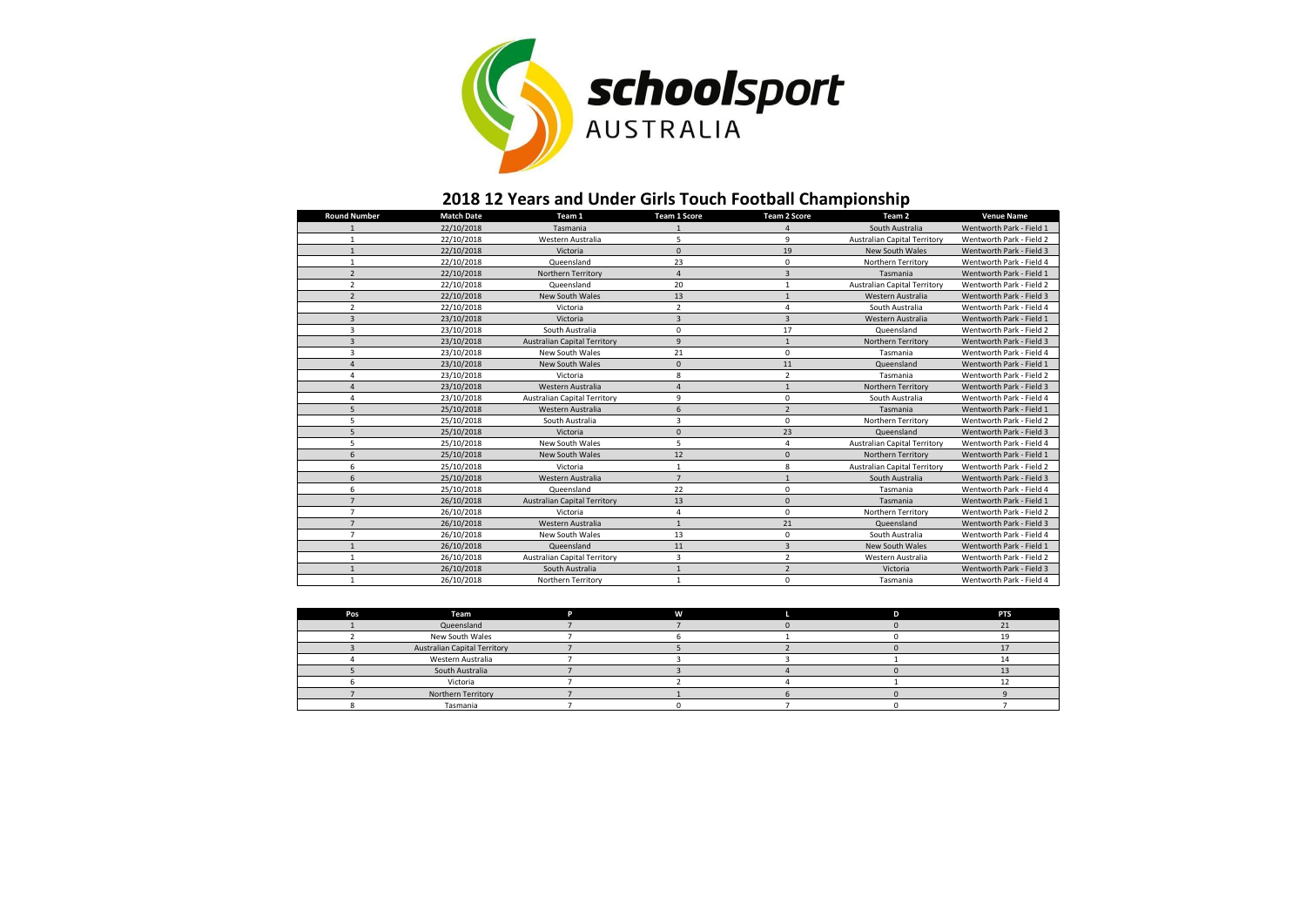schoolsport AUSTRALIA

# 2018 12 Years and Under Girls Touch Football Championship

| Round Number | Match Date | Team 1 | Team 1 Score | Team 2 Score | Team 2 | Venue Name |
|---|---|---|---|---|---|---|
| 1 | 22/10/2018 | Tasmania | 1 | 4 | South Australia | Wentworth Park - Field 1 |
| 1 | 22/10/2018 | Western Australia | 5 | 9 | Australian Capital Territory | Wentworth Park - Field 2 |
| 1 | 22/10/2018 | Victoria | 0 | 19 | New South Wales | Wentworth Park - Field 3 |
| 1 | 22/10/2018 | Queensland | 23 | 0 | Northern Territory | Wentworth Park - Field 4 |
| 2 | 22/10/2018 | Northern Territory | 4 | 3 | Tasmania | Wentworth Park - Field 1 |
| 2 | 22/10/2018 | Queensland | 20 | 1 | Australian Capital Territory | Wentworth Park - Field 2 |
| 2 | 22/10/2018 | New South Wales | 13 | 1 | Western Australia | Wentworth Park - Field 3 |
| 2 | 22/10/2018 | Victoria | 2 | 4 | South Australia | Wentworth Park - Field 4 |
| 3 | 23/10/2018 | Victoria | 3 | 3 | Western Australia | Wentworth Park - Field 1 |
| 3 | 23/10/2018 | South Australia | 0 | 17 | Queensland | Wentworth Park - Field 2 |
| 3 | 23/10/2018 | Australian Capital Territory | 9 | 1 | Northern Territory | Wentworth Park - Field 3 |
| 3 | 23/10/2018 | New South Wales | 21 | 0 | Tasmania | Wentworth Park - Field 4 |
| 4 | 23/10/2018 | New South Wales | 0 | 11 | Queensland | Wentworth Park - Field 1 |
| 4 | 23/10/2018 | Victoria | 8 | 2 | Tasmania | Wentworth Park - Field 2 |
| 4 | 23/10/2018 | Western Australia | 4 | 1 | Northern Territory | Wentworth Park - Field 3 |
| 4 | 23/10/2018 | Australian Capital Territory | 9 | 0 | South Australia | Wentworth Park - Field 4 |
| 5 | 25/10/2018 | Western Australia | 6 | 2 | Tasmania | Wentworth Park - Field 1 |
| 5 | 25/10/2018 | South Australia | 3 | 0 | Northern Territory | Wentworth Park - Field 2 |
| 5 | 25/10/2018 | Victoria | 0 | 23 | Queensland | Wentworth Park - Field 3 |
| 5 | 25/10/2018 | New South Wales | 5 | 4 | Australian Capital Territory | Wentworth Park - Field 4 |
| 6 | 25/10/2018 | New South Wales | 12 | 0 | Northern Territory | Wentworth Park - Field 1 |
| 6 | 25/10/2018 | Victoria | 1 | 8 | Australian Capital Territory | Wentworth Park - Field 2 |
| 6 | 25/10/2018 | Western Australia | 7 | 1 | South Australia | Wentworth Park - Field 3 |
| 6 | 25/10/2018 | Queensland | 22 | 0 | Tasmania | Wentworth Park - Field 4 |
| 7 | 26/10/2018 | Australian Capital Territory | 13 | 0 | Tasmania | Wentworth Park - Field 1 |
| 7 | 26/10/2018 | Victoria | 4 | 0 | Northern Territory | Wentworth Park - Field 2 |
| 7 | 26/10/2018 | Western Australia | 1 | 21 | Queensland | Wentworth Park - Field 3 |
| 7 | 26/10/2018 | New South Wales | 13 | 0 | South Australia | Wentworth Park - Field 4 |
| 1 | 26/10/2018 | Queensland | 11 | 3 | New South Wales | Wentworth Park - Field 1 |
| 1 | 26/10/2018 | Australian Capital Territory | 3 | 2 | Western Australia | Wentworth Park - Field 2 |
| 1 | 26/10/2018 | South Australia | 1 | 2 | Victoria | Wentworth Park - Field 3 |
| 1 | 26/10/2018 | Northern Territory | 1 | 0 | Tasmania | Wentworth Park - Field 4 |

| Pos | Team | P | W | L | D | PTS |
|---|---|---|---|---|---|---|
| 1 | Queensland | 7 | 7 | 0 | 0 | 21 |
| 2 | New South Wales | 7 | 6 | 1 | 0 | 19 |
| 3 | Australian Capital Territory | 7 | 5 | 2 | 0 | 17 |
| 4 | Western Australia | 7 | 3 | 3 | 1 | 14 |
| 5 | South Australia | 7 | 3 | 4 | 0 | 13 |
| 6 | Victoria | 7 | 2 | 4 | 1 | 12 |
| 7 | Northern Territory | 7 | 1 | 6 | 0 | 9 |
| 8 | Tasmania | 7 | 0 | 7 | 0 | 7 |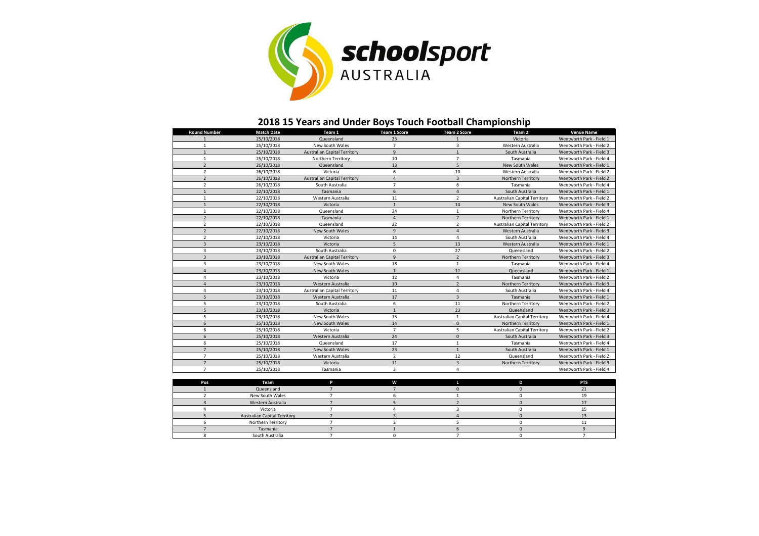## 2018 15 Years and Under Boys Touch Football Championship

| Round Number | Match Date | Team 1 | Team 1 Score | Team 2 Score | Team 2 | Venue Name |
|---|---|---|---|---|---|---|
| 1 | 25/10/2018 | Queensland | 23 | 1 | Victoria | Wentworth Park - Field 1 |
| 1 | 25/10/2018 | New South Wales | 7 | 3 | Western Australia | Wentworth Park - Field 2 |
| 1 | 25/10/2018 | Australian Capital Territory | 9 | 1 | South Australia | Wentworth Park - Field 3 |
| 1 | 25/10/2018 | Northern Territory | 10 | 7 | Tasmania | Wentworth Park - Field 4 |
| 2 | 26/10/2018 | Queensland | 13 | 5 | New South Wales | Wentworth Park - Field 1 |
| 2 | 26/10/2018 | Victoria | 6 | 10 | Western Australia | Wentworth Park - Field 2 |
| 2 | 26/10/2018 | Australian Capital Territory | 4 | 3 | Northern Territory | Wentworth Park - Field 2 |
| 2 | 26/10/2018 | South Australia | 7 | 6 | Tasmania | Wentworth Park - Field 4 |
| 1 | 22/10/2018 | Tasmania | 6 | 4 | South Australia | Wentworth Park - Field 1 |
| 1 | 22/10/2018 | Western Australia | 11 | 2 | Australian Capital Territory | Wentworth Park - Field 2 |
| 1 | 22/10/2018 | Victoria | 1 | 14 | New South Wales | Wentworth Park - Field 3 |
| 1 | 22/10/2018 | Queensland | 24 | 1 | Northern Territory | Wentworth Park - Field 4 |
| 2 | 22/10/2018 | Tasmania | 4 | 7 | Northern Territory | Wentworth Park - Field 1 |
| 2 | 22/10/2018 | Queensland | 22 | 2 | Australian Capital Territory | Wentworth Park - Field 2 |
| 2 | 22/10/2018 | New South Wales | 9 | 4 | Western Australia | Wentworth Park - Field 3 |
| 2 | 22/10/2018 | Victoria | 14 | 4 | South Australia | Wentworth Park - Field 4 |
| 3 | 23/10/2018 | Victoria | 5 | 13 | Western Australia | Wentworth Park - Field 1 |
| 3 | 23/10/2018 | South Australia | 0 | 27 | Queensland | Wentworth Park - Field 2 |
| 3 | 23/10/2018 | Australian Capital Territory | 9 | 2 | Northern Territory | Wentworth Park - Field 3 |
| 3 | 23/10/2018 | New South Wales | 18 | 1 | Tasmania | Wentworth Park - Field 4 |
| 4 | 23/10/2018 | New South Wales | 1 | 11 | Queensland | Wentworth Park - Field 1 |
| 4 | 23/10/2018 | Victoria | 12 | 4 | Tasmania | Wentworth Park - Field 2 |
| 4 | 23/10/2018 | Western Australia | 10 | 2 | Northern Territory | Wentworth Park - Field 3 |
| 4 | 23/10/2018 | Australian Capital Territory | 11 | 4 | South Australia | Wentworth Park - Field 4 |
| 5 | 23/10/2018 | Western Australia | 17 | 3 | Tasmania | Wentworth Park - Field 1 |
| 5 | 23/10/2018 | South Australia | 6 | 11 | Northern Territory | Wentworth Park - Field 2 |
| 5 | 23/10/2018 | Victoria | 1 | 23 | Queensland | Wentworth Park - Field 3 |
| 5 | 23/10/2018 | New South Wales | 15 | 1 | Australian Capital Territory | Wentworth Park - Field 4 |
| 6 | 25/10/2018 | New South Wales | 14 | 0 | Northern Territory | Wentworth Park - Field 1 |
| 6 | 25/10/2018 | Victoria | 7 | 5 | Australian Capital Territory | Wentworth Park - Field 2 |
| 6 | 25/10/2018 | Western Australia | 24 | 0 | South Australia | Wentworth Park - Field 3 |
| 6 | 25/10/2018 | Queensland | 17 | 1 | Tasmania | Wentworth Park - Field 4 |
| 7 | 25/10/2018 | New South Wales | 23 | 1 | South Australia | Wentworth Park - Field 1 |
| 7 | 25/10/2018 | Western Australia | 2 | 12 | Queensland | Wentworth Park - Field 2 |
| 7 | 25/10/2018 | Victoria | 11 | 3 | Northern Territory | Wentworth Park - Field 3 |
| 7 | 25/10/2018 | Tasmania | 3 | 4 | | Wentworth Park - Field 4 |

| Pos | Team | P | W | L | D | PTS |
|---|---|---|---|---|---|---|
| 1 | Queensland | 7 | 7 | 0 | 0 | 21 |
| 2 | New South Wales | 7 | 6 | 1 | 0 | 19 |
| 3 | Western Australia | 7 | 5 | 2 | 0 | 17 |
| 4 | Victoria | 7 | 4 | 3 | 0 | 15 |
| 5 | Australian Capital Territory | 7 | 3 | 4 | 0 | 13 |
| 6 | Northern Territory | 7 | 2 | 5 | 0 | 11 |
| 7 | Tasmania | 7 | 1 | 6 | 0 | 9 |
| 8 | South Australia | 7 | 0 | 7 | 0 | 7 |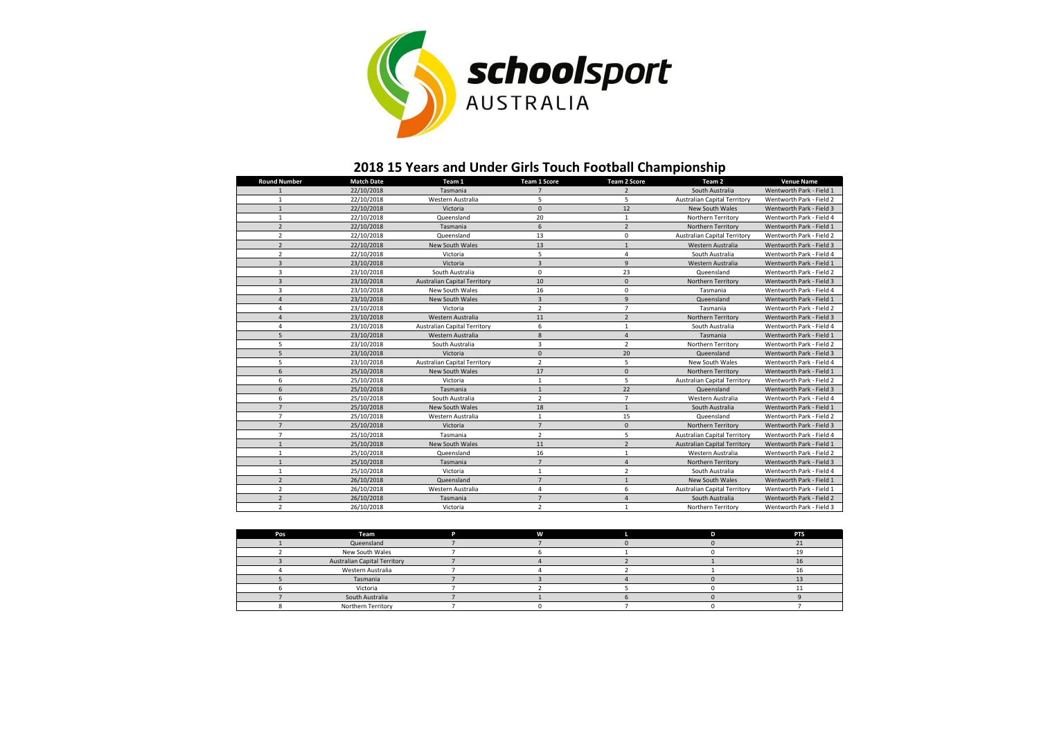schoolsport AUSTRALIA

# 2018 15 Years and Under Girls Touch Football Championship

| Round Number | Match Date | Team 1 | Team 1 Score | Team 2 Score | Team 2 | Venue Name |
|---|---|---|---|---|---|---|
| 1 | 22/10/2018 | Tasmania | 7 | 2 | South Australia | Wentworth Park - Field 1 |
| 1 | 22/10/2018 | Western Australia | 5 | 5 | Australian Capital Territory | Wentworth Park - Field 2 |
| 1 | 22/10/2018 | Victoria | 0 | 12 | New South Wales | Wentworth Park - Field 3 |
| 1 | 22/10/2018 | Queensland | 20 | 1 | Northern Territory | Wentworth Park - Field 4 |
| 2 | 22/10/2018 | Tasmania | 6 | 2 | Northern Territory | Wentworth Park - Field 1 |
| 2 | 22/10/2018 | Queensland | 13 | 0 | Australian Capital Territory | Wentworth Park - Field 2 |
| 2 | 22/10/2018 | New South Wales | 13 | 1 | Western Australia | Wentworth Park - Field 3 |
| 2 | 22/10/2018 | Victoria | 5 | 4 | South Australia | Wentworth Park - Field 4 |
| 3 | 23/10/2018 | Victoria | 3 | 9 | Western Australia | Wentworth Park - Field 1 |
| 3 | 23/10/2018 | South Australia | 0 | 23 | Queensland | Wentworth Park - Field 2 |
| 3 | 23/10/2018 | Australian Capital Territory | 10 | 0 | Northern Territory | Wentworth Park - Field 3 |
| 3 | 23/10/2018 | New South Wales | 16 | 0 | Tasmania | Wentworth Park - Field 4 |
| 4 | 23/10/2018 | New South Wales | 3 | 9 | Queensland | Wentworth Park - Field 1 |
| 4 | 23/10/2018 | Victoria | 2 | 7 | Tasmania | Wentworth Park - Field 2 |
| 4 | 23/10/2018 | Western Australia | 11 | 2 | Northern Territory | Wentworth Park - Field 3 |
| 4 | 23/10/2018 | Australian Capital Territory | 6 | 1 | South Australia | Wentworth Park - Field 4 |
| 5 | 23/10/2018 | Western Australia | 8 | 4 | Tasmania | Wentworth Park - Field 1 |
| 5 | 23/10/2018 | South Australia | 3 | 2 | Northern Territory | Wentworth Park - Field 2 |
| 5 | 23/10/2018 | Victoria | 0 | 20 | Queensland | Wentworth Park - Field 3 |
| 5 | 23/10/2018 | Australian Capital Territory | 2 | 5 | New South Wales | Wentworth Park - Field 4 |
| 6 | 25/10/2018 | New South Wales | 17 | 0 | Northern Territory | Wentworth Park - Field 1 |
| 6 | 25/10/2018 | Victoria | 1 | 5 | Australian Capital Territory | Wentworth Park - Field 2 |
| 6 | 25/10/2018 | Tasmania | 1 | 22 | Queensland | Wentworth Park - Field 3 |
| 6 | 25/10/2018 | South Australia | 2 | 7 | Western Australia | Wentworth Park - Field 4 |
| 7 | 25/10/2018 | New South Wales | 18 | 1 | South Australia | Wentworth Park - Field 1 |
| 7 | 25/10/2018 | Western Australia | 1 | 15 | Queensland | Wentworth Park - Field 2 |
| 7 | 25/10/2018 | Victoria | 7 | 0 | Northern Territory | Wentworth Park - Field 3 |
| 7 | 25/10/2018 | Tasmania | 2 | 5 | Australian Capital Territory | Wentworth Park - Field 4 |
| 1 | 25/10/2018 | New South Wales | 11 | 2 | Australian Capital Territory | Wentworth Park - Field 1 |
| 1 | 25/10/2018 | Queensland | 16 | 1 | Western Australia | Wentworth Park - Field 2 |
| 1 | 25/10/2018 | Tasmania | 7 | 4 | Northern Territory | Wentworth Park - Field 3 |
| 1 | 25/10/2018 | Victoria | 1 | 2 | South Australia | Wentworth Park - Field 4 |
| 2 | 26/10/2018 | Queensland | 7 | 1 | New South Wales | Wentworth Park - Field 1 |
| 2 | 26/10/2018 | Western Australia | 4 | 6 | Australian Capital Territory | Wentworth Park - Field 1 |
| 2 | 26/10/2018 | Tasmania | 7 | 4 | South Australia | Wentworth Park - Field 2 |
| 2 | 26/10/2018 | Victoria | 2 | 1 | Northern Territory | Wentworth Park - Field 3 |

| Pos | Team | P | W | L | D | PTS |
|---|---|---|---|---|---|---|
| 1 | Queensland | 7 | 7 | 0 | 0 | 21 |
| 2 | New South Wales | 7 | 6 | 1 | 0 | 19 |
| 3 | Australian Capital Territory | 7 | 4 | 2 | 1 | 16 |
| 4 | Western Australia | 7 | 4 | 2 | 1 | 16 |
| 5 | Tasmania | 7 | 3 | 4 | 0 | 13 |
| 6 | Victoria | 7 | 2 | 5 | 0 | 11 |
| 7 | South Australia | 7 | 1 | 6 | 0 | 9 |
| 8 | Northern Territory | 7 | 0 | 7 | 0 | 7 |